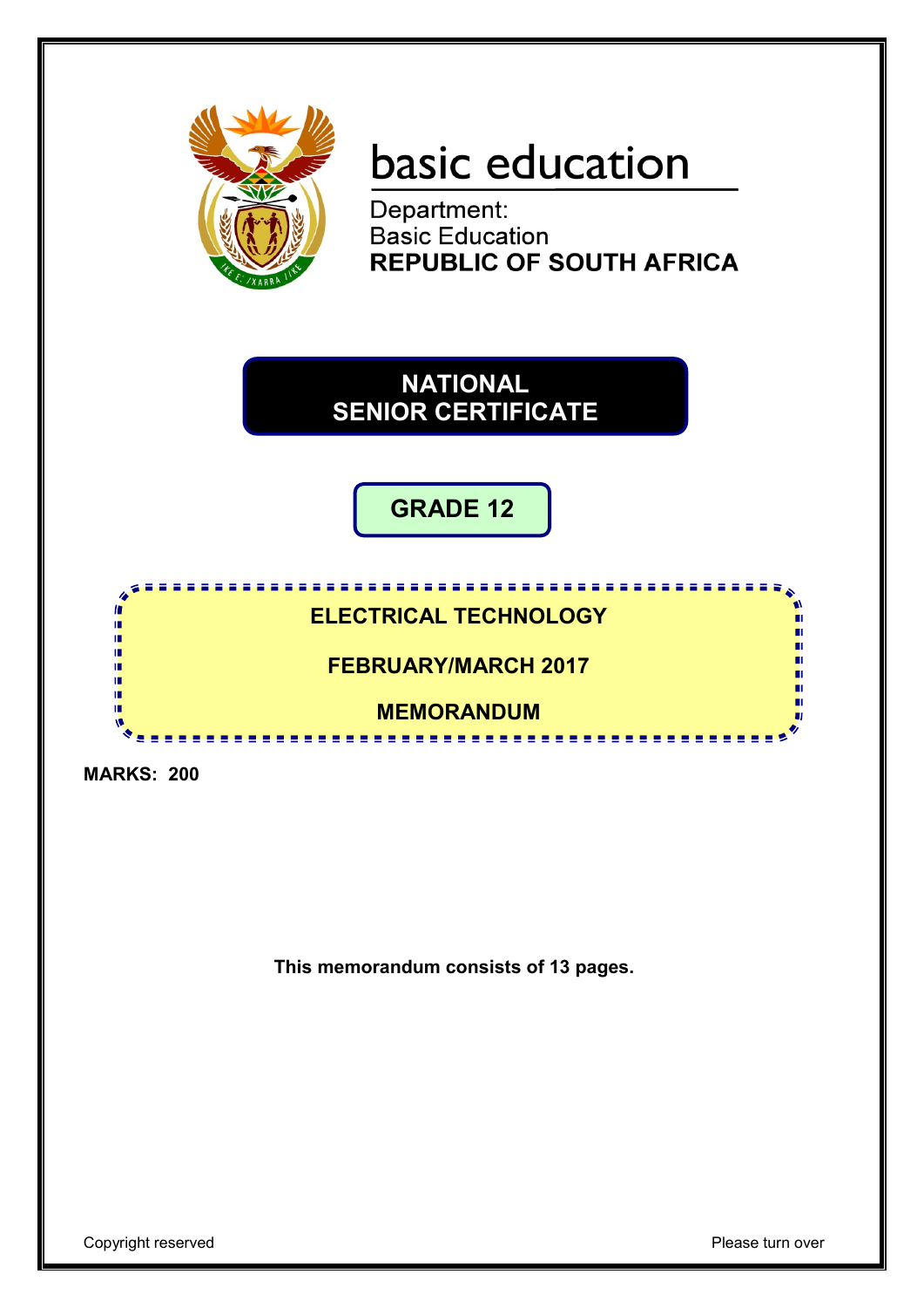basic education

Department:
Basic Education
**REPUBLIC OF SOUTH AFRICA**

# NATIONAL SENIOR CERTIFICATE

## GRADE 12

## ELECTRICAL TECHNOLOGY

## FEBRUARY/MARCH 2017

## MEMORANDUM

**MARKS: 200**

**This memorandum consists of 13 pages.**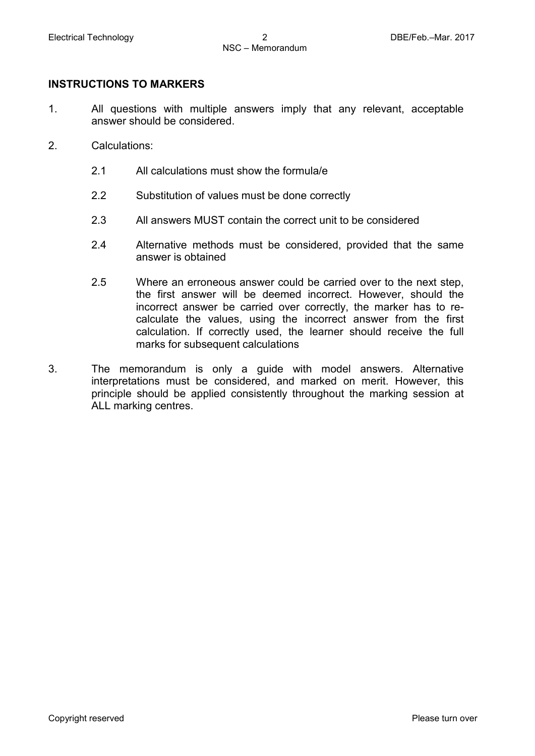## INSTRUCTIONS TO MARKERS

1. All questions with multiple answers imply that any relevant, acceptable answer should be considered.

2. Calculations:

   2.1 All calculations must show the formula/e

   2.2 Substitution of values must be done correctly

   2.3 All answers MUST contain the correct unit to be considered

   2.4 Alternative methods must be considered, provided that the same answer is obtained

   2.5 Where an erroneous answer could be carried over to the next step, the first answer will be deemed incorrect. However, should the incorrect answer be carried over correctly, the marker has to re-calculate the values, using the incorrect answer from the first calculation. If correctly used, the learner should receive the full marks for subsequent calculations

3. The memorandum is only a guide with model answers. Alternative interpretations must be considered, and marked on merit. However, this principle should be applied consistently throughout the marking session at ALL marking centres.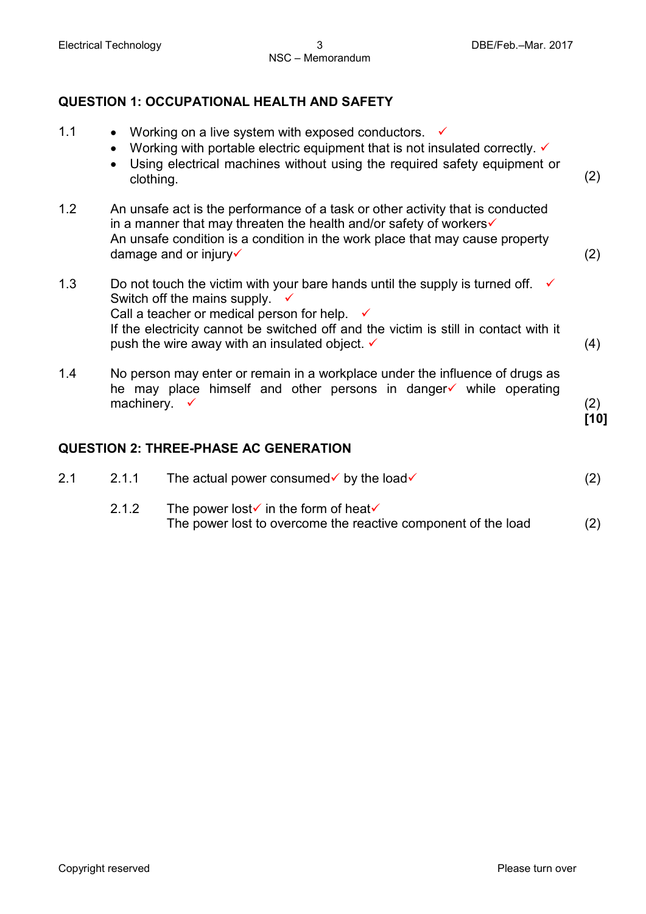## QUESTION 1: OCCUPATIONAL HEALTH AND SAFETY

1.1
- Working on a live system with exposed conductors. ✓
- Working with portable electric equipment that is not insulated correctly. ✓
- Using electrical machines without using the required safety equipment or clothing. (2)

1.2 An unsafe act is the performance of a task or other activity that is conducted in a manner that may threaten the health and/or safety of workers✓
An unsafe condition is a condition in the work place that may cause property damage and or injury✓ (2)

1.3 Do not touch the victim with your bare hands until the supply is turned off. ✓
Switch off the mains supply. ✓
Call a teacher or medical person for help. ✓
If the electricity cannot be switched off and the victim is still in contact with it push the wire away with an insulated object. ✓ (4)

1.4 No person may enter or remain in a workplace under the influence of drugs as he may place himself and other persons in danger✓ while operating machinery. ✓ (2)
**[10]**

## QUESTION 2: THREE-PHASE AC GENERATION

2.1

2.1.1 The actual power consumed✓ by the load✓ (2)

2.1.2 The power lost✓ in the form of heat✓
The power lost to overcome the reactive component of the load (2)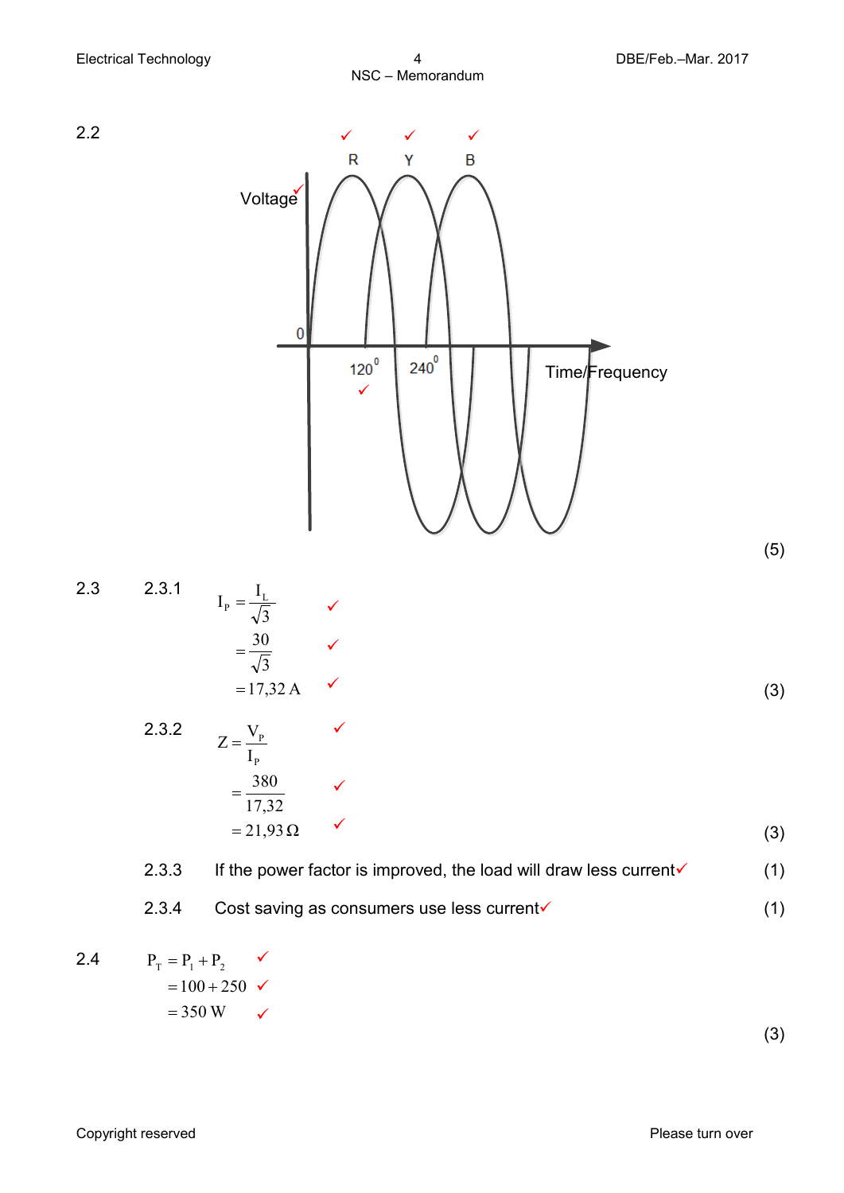2.2

✓ ✓ ✓

R Y B

Voltage✓

0

$120^0$ ✓ $240^0$

Time/Frequency

(5)

2.3

2.3.1

$$I_P = \frac{I_L}{\sqrt{3}} \quad ✓$$

$$= \frac{30}{\sqrt{3}} \quad ✓$$

$$= 17,32\ A \quad ✓$$

(3)

2.3.2

$$Z = \frac{V_P}{I_P} \quad ✓$$

$$= \frac{380}{17,32} \quad ✓$$

$$= 21,93\ \Omega \quad ✓$$

(3)

2.3.3 If the power factor is improved, the load will draw less current✓ (1)

2.3.4 Cost saving as consumers use less current✓ (1)

2.4

$$P_T = P_1 + P_2 \quad ✓$$

$$= 100 + 250 \quad ✓$$

$$= 350\ W \quad ✓$$

(3)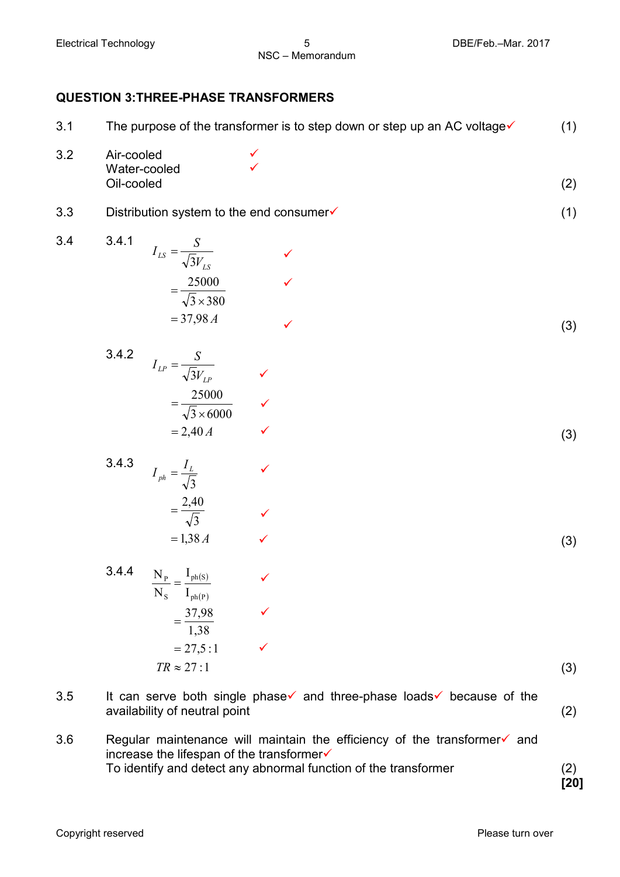## QUESTION 3:THREE-PHASE TRANSFORMERS

| | | |
|---|---|---|
| 3.1 | The purpose of the transformer is to step down or step up an AC voltage✓ | (1) |
| 3.2 | Air-cooled ✓<br>Water-cooled ✓<br>Oil-cooled | (2) |
| 3.3 | Distribution system to the end consumer✓ | (1) |

3.4

3.4.1

$$I_{LS} = \frac{S}{\sqrt{3}V_{LS}} \quad ✓$$

$$= \frac{25000}{\sqrt{3} \times 380} \quad ✓$$

$$= 37{,}98\,A \quad ✓$$

(3)

3.4.2

$$I_{LP} = \frac{S}{\sqrt{3}V_{LP}} \quad ✓$$

$$= \frac{25000}{\sqrt{3} \times 6000} \quad ✓$$

$$= 2{,}40\,A \quad ✓$$

(3)

3.4.3

$$I_{ph} = \frac{I_L}{\sqrt{3}} \quad ✓$$

$$= \frac{2{,}40}{\sqrt{3}} \quad ✓$$

$$= 1{,}38\,A \quad ✓$$

(3)

3.4.4

$$\frac{N_P}{N_S} = \frac{I_{ph(S)}}{I_{ph(P)}} \quad ✓$$

$$= \frac{37{,}98}{1{,}38} \quad ✓$$

$$= 27{,}5:1 \quad ✓$$

$$TR \approx 27:1$$

(3)

| | | |
|---|---|---|
| 3.5 | It can serve both single phase✓ and three-phase loads✓ because of the availability of neutral point | (2) |
| 3.6 | Regular maintenance will maintain the efficiency of the transformer✓ and increase the lifespan of the transformer✓<br>To identify and detect any abnormal function of the transformer | (2) |

**[20]**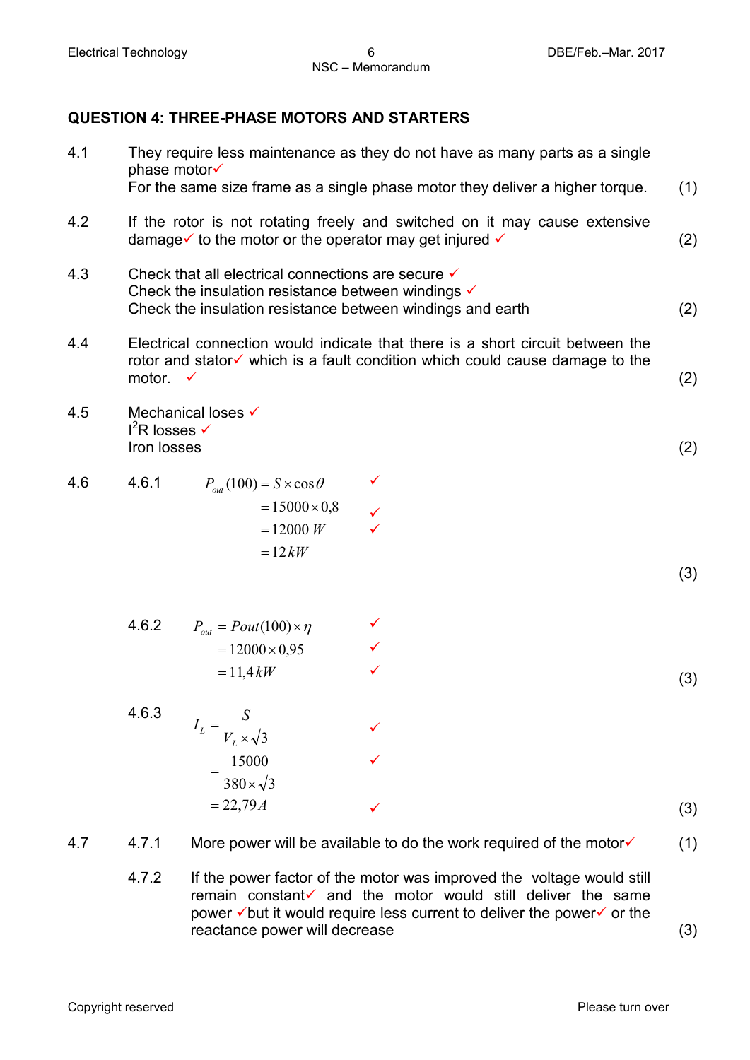## QUESTION 4: THREE-PHASE MOTORS AND STARTERS

4.1 They require less maintenance as they do not have as many parts as a single phase motor✓
For the same size frame as a single phase motor they deliver a higher torque. (1)

4.2 If the rotor is not rotating freely and switched on it may cause extensive damage✓ to the motor or the operator may get injured ✓ (2)

4.3 Check that all electrical connections are secure ✓
Check the insulation resistance between windings ✓
Check the insulation resistance between windings and earth (2)

4.4 Electrical connection would indicate that there is a short circuit between the rotor and stator✓ which is a fault condition which could cause damage to the motor. ✓ (2)

4.5 Mechanical loses ✓
$I^2R$ losses ✓
Iron losses (2)

4.6

4.6.1

$$
\begin{aligned}
P_{out}(100) &= S \times \cos\theta \quad ✓\\
&= 15000 \times 0{,}8 \quad ✓\\
&= 12000\ W \quad ✓\\
&= 12\ kW
\end{aligned}
$$

(3)

4.6.2

$$
\begin{aligned}
P_{out} &= Pout(100) \times \eta \quad ✓\\
&= 12000 \times 0{,}95 \quad ✓\\
&= 11{,}4\ kW \quad ✓
\end{aligned}
$$

(3)

4.6.3

$$
\begin{aligned}
I_L &= \frac{S}{V_L \times \sqrt{3}} \quad ✓\\
&= \frac{15000}{380 \times \sqrt{3}} \quad ✓\\
&= 22{,}79\ A \quad ✓
\end{aligned}
$$

(3)

4.7

4.7.1 More power will be available to do the work required of the motor✓ (1)

4.7.2 If the power factor of the motor was improved the voltage would still remain constant✓ and the motor would still deliver the same power ✓but it would require less current to deliver the power✓ or the reactance power will decrease (3)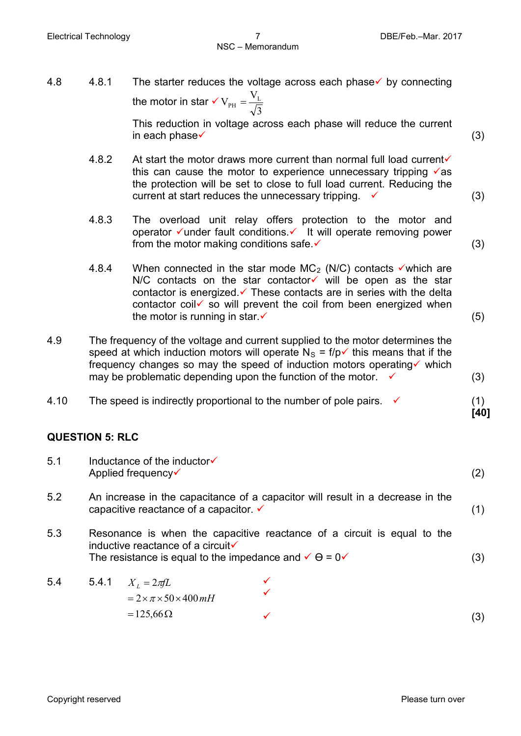4.8 4.8.1 The starter reduces the voltage across each phase✓ by connecting the motor in star ✓ $V_{PH} = \frac{V_L}{\sqrt{3}}$

This reduction in voltage across each phase will reduce the current in each phase✓ (3)

4.8.2 At start the motor draws more current than normal full load current✓ this can cause the motor to experience unnecessary tripping ✓as the protection will be set to close to full load current. Reducing the current at start reduces the unnecessary tripping. ✓ (3)

4.8.3 The overload unit relay offers protection to the motor and operator ✓under fault conditions.✓ It will operate removing power from the motor making conditions safe.✓ (3)

4.8.4 When connected in the star mode $MC_2$ (N/C) contacts ✓which are N/C contacts on the star contactor✓ will be open as the star contactor is energized.✓ These contacts are in series with the delta contactor coil✓ so will prevent the coil from been energized when the motor is running in star.✓ (5)

4.9 The frequency of the voltage and current supplied to the motor determines the speed at which induction motors will operate $N_S = f/p$✓ this means that if the frequency changes so may the speed of induction motors operating✓ which may be problematic depending upon the function of the motor. ✓ (3)

4.10 The speed is indirectly proportional to the number of pole pairs. ✓ (1)

**[40]**

## QUESTION 5: RLC

5.1 Inductance of the inductor✓
Applied frequency✓ (2)

5.2 An increase in the capacitance of a capacitor will result in a decrease in the capacitive reactance of a capacitor. ✓ (1)

5.3 Resonance is when the capacitive reactance of a circuit is equal to the inductive reactance of a circuit✓
The resistance is equal to the impedance and ✓ $\Theta = 0$✓ (3)

5.4 5.4.1

$$X_L = 2\pi fL \quad ✓$$
$$= 2 \times \pi \times 50 \times 400\, mH \quad ✓$$
$$= 125{,}66\,\Omega \quad ✓$$

(3)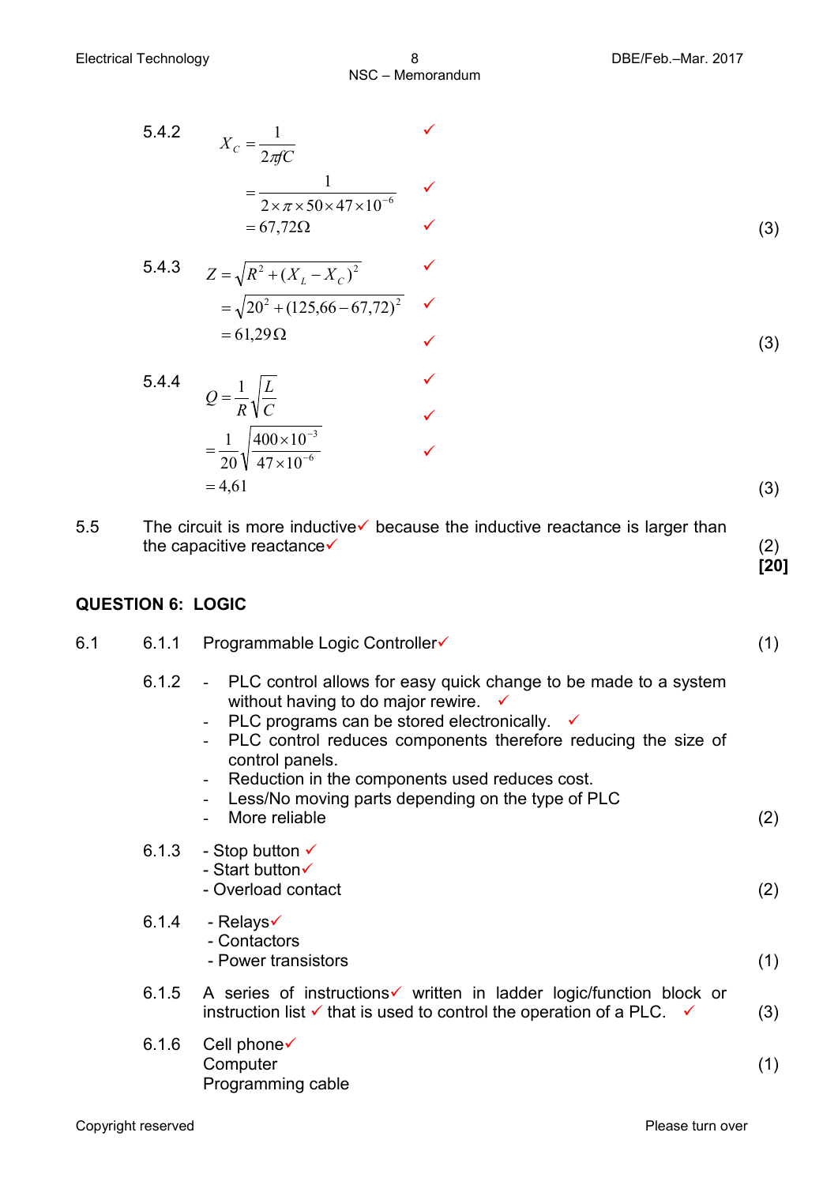5.4.2

$$X_C = \frac{1}{2\pi fC}$$ ✓

$$= \frac{1}{2 \times \pi \times 50 \times 47 \times 10^{-6}}$$ ✓

$$= 67{,}72\,\Omega$$ ✓ (3)

5.4.3

$$Z = \sqrt{R^2 + (X_L - X_C)^2}$$ ✓

$$= \sqrt{20^2 + (125{,}66 - 67{,}72)^2}$$ ✓

$$= 61{,}29\,\Omega$$ ✓ (3)

5.4.4

$$Q = \frac{1}{R}\sqrt{\frac{L}{C}}$$ ✓ ✓

$$= \frac{1}{20}\sqrt{\frac{400 \times 10^{-3}}{47 \times 10^{-6}}}$$ ✓

$$= 4{,}61$$ (3)

5.5 The circuit is more inductive✓ because the inductive reactance is larger than the capacitive reactance✓ (2)

**[20]**

## QUESTION 6: LOGIC

6.1

6.1.1 Programmable Logic Controller✓ (1)

6.1.2
- PLC control allows for easy quick change to be made to a system without having to do major rewire. ✓
- PLC programs can be stored electronically. ✓
- PLC control reduces components therefore reducing the size of control panels.
- Reduction in the components used reduces cost.
- Less/No moving parts depending on the type of PLC
- More reliable (2)

6.1.3
- Stop button ✓
- Start button✓
- Overload contact (2)

6.1.4
- Relays✓
- Contactors
- Power transistors (1)

6.1.5 A series of instructions✓ written in ladder logic/function block or instruction list ✓ that is used to control the operation of a PLC. ✓ (3)

6.1.6 Cell phone✓
Computer
Programming cable (1)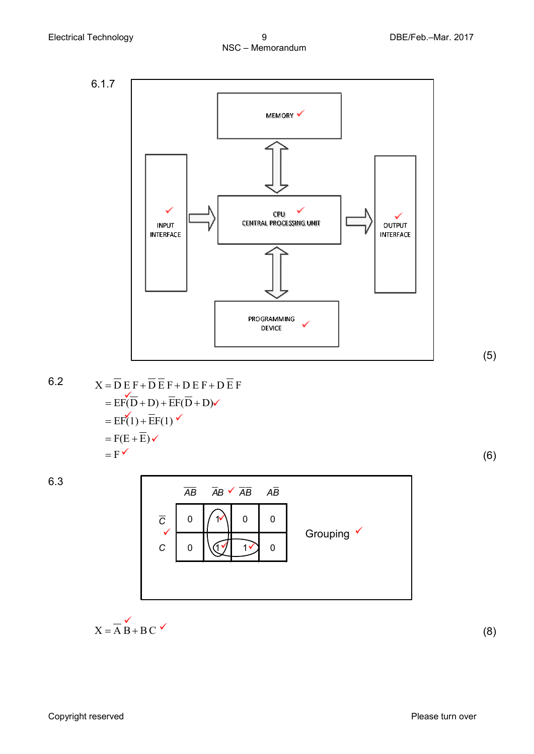6.1.7

| | MEMORY ✓ | |
|---|---|---|
| INPUT INTERFACE ✓ | CPU ✓ CENTRAL PROCESSING UNIT | OUTPUT INTERFACE ✓ |
| | PROGRAMMING DEVICE ✓ | |

(5)

6.2

$$X = \overline{D}\,E\,F + \overline{D}\,\overline{E}\,F + D\,E\,F + D\,\overline{E}\,F$$

$$= EF(\overline{D} + D) + \overline{E}F(\overline{D} + D) ✓✓$$

$$= EF(1) + \overline{E}F(1) ✓✓$$

$$= F(E + \overline{E}) ✓$$

$$= F ✓$$

(6)

6.3

| | $\overline{A}\overline{B}$ | $\overline{A}B$ ✓ | $AB$ | $A\overline{B}$ |
|---|---|---|---|---|
| $\overline{C}$ ✓ | 0 | 1 ✓ | 0 | 0 |
| $C$ | 0 | 1 ✓ | 1 ✓ | 0 |

Grouping ✓

$$X = \overline{A}\,B + B\,C ✓✓$$

(8)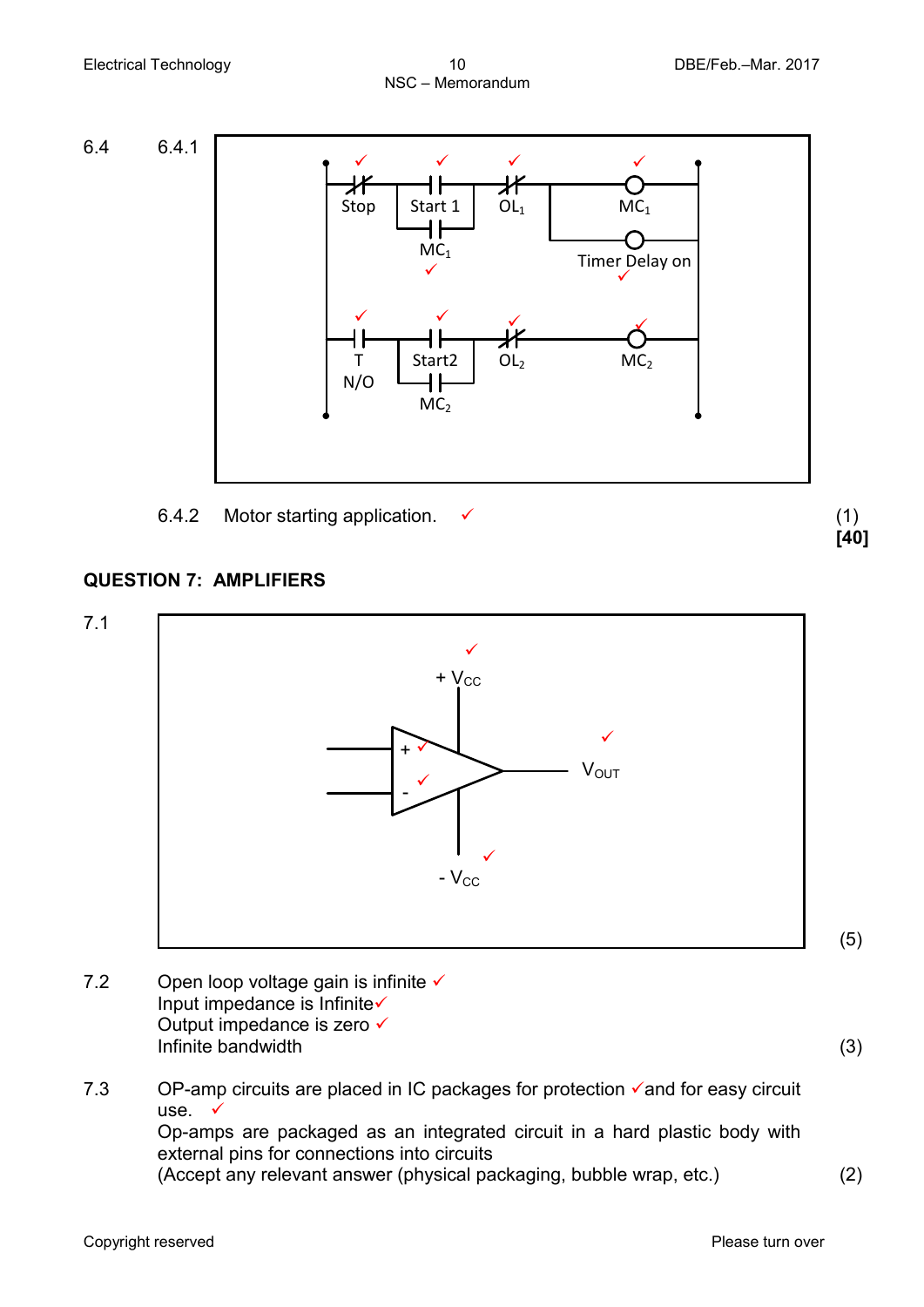6.4

6.4.1

Stop ✓ | Start 1 ✓ | $OL_1$ ✓ | $MC_1$ ✓

$MC_1$ ✓ | Timer Delay on ✓

T N/O ✓ | Start2 ✓ | $OL_2$ ✓ | $MC_2$ ✓

$MC_2$

6.4.2 Motor starting application. ✓ (1)

**[40]**

## QUESTION 7: AMPLIFIERS

7.1

$+V_{CC}$ ✓

+ ✓

- ✓

$V_{OUT}$ ✓

$-V_{CC}$ ✓

(5)

7.2 Open loop voltage gain is infinite ✓
Input impedance is Infinite✓
Output impedance is zero ✓
Infinite bandwidth (3)

7.3 OP-amp circuits are placed in IC packages for protection ✓and for easy circuit use. ✓
Op-amps are packaged as an integrated circuit in a hard plastic body with external pins for connections into circuits
(Accept any relevant answer (physical packaging, bubble wrap, etc.) (2)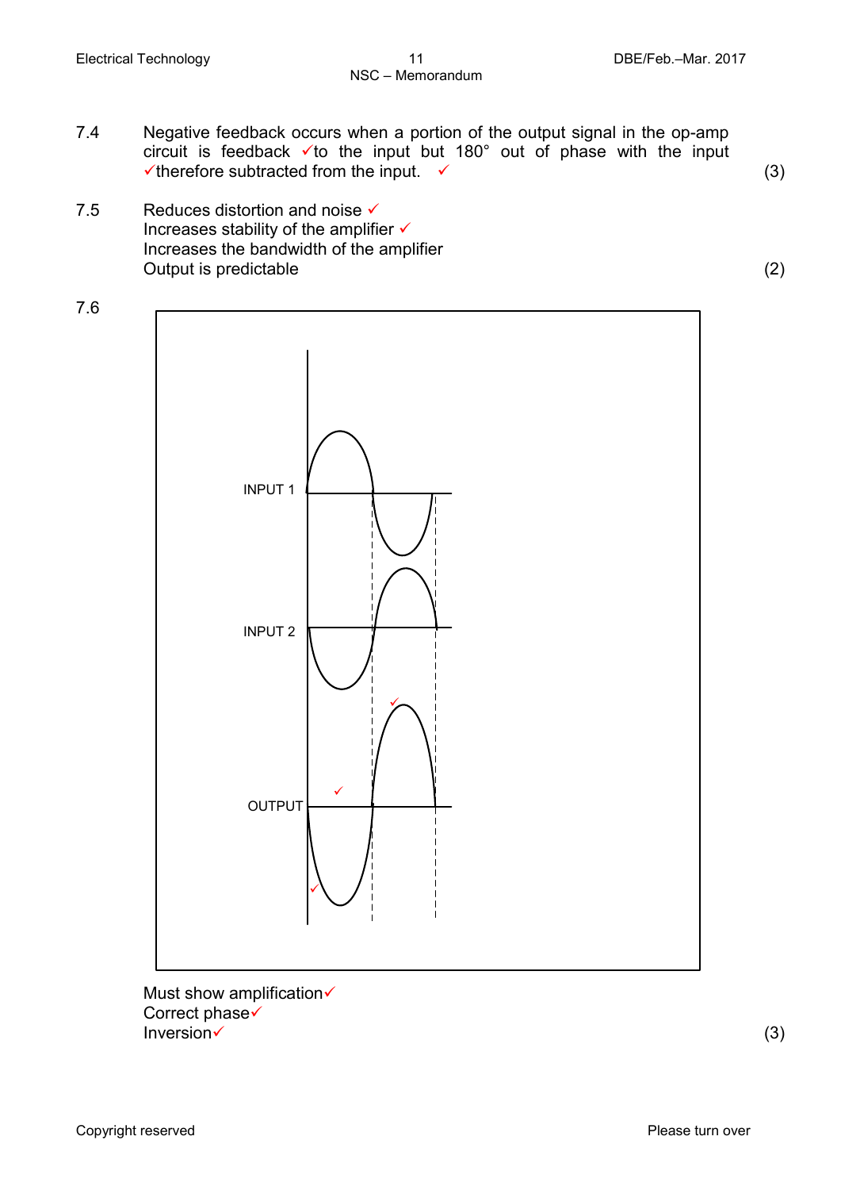7.4 Negative feedback occurs when a portion of the output signal in the op-amp circuit is feedback ✓to the input but 180° out of phase with the input ✓therefore subtracted from the input. ✓ (3)

7.5 Reduces distortion and noise ✓
Increases stability of the amplifier ✓
Increases the bandwidth of the amplifier
Output is predictable (2)

7.6

INPUT 1

INPUT 2

OUTPUT

Must show amplification✓
Correct phase✓
Inversion✓ (3)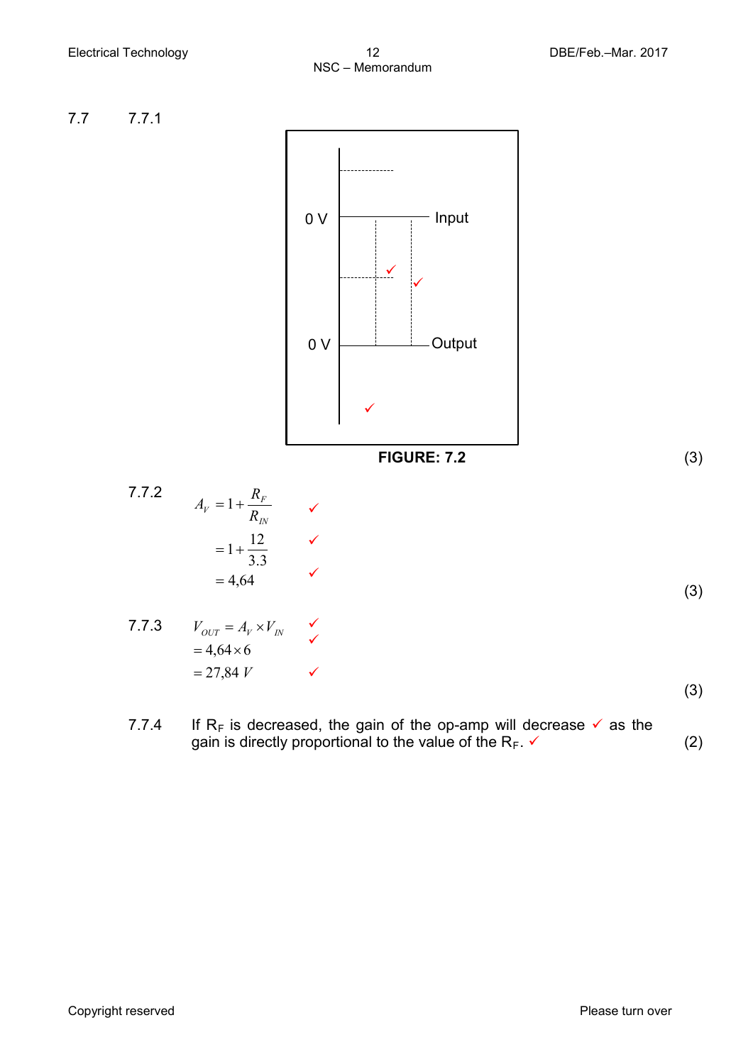7.7 7.7.1

0 V — Input

0 V — Output

✓ ✓ ✓

**FIGURE: 7.2** (3)

7.7.2

$$A_V = 1 + \frac{R_F}{R_{IN}} \quad ✓$$

$$= 1 + \frac{12}{3.3} \quad ✓$$

$$= 4{,}64 \quad ✓$$

(3)

7.7.3

$$V_{OUT} = A_V \times V_{IN} \quad ✓$$

$$= 4{,}64 \times 6 \quad ✓$$

$$= 27{,}84\ V \quad ✓$$

(3)

7.7.4 If $R_F$ is decreased, the gain of the op-amp will decrease ✓ as the gain is directly proportional to the value of the $R_F$. ✓ (2)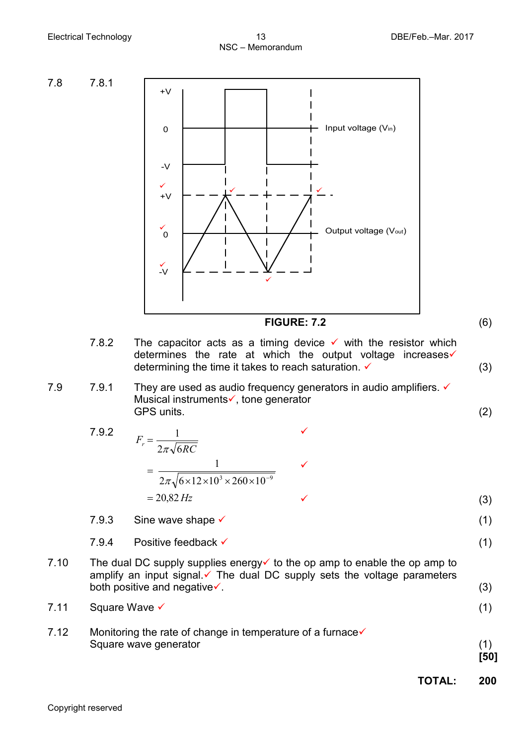7.8 7.8.1

+V

0

Input voltage ($V_{in}$)

-V

✓ +V

✓ 0

Output voltage ($V_{out}$)

✓ -V

**FIGURE: 7.2** (6)

7.8.2 The capacitor acts as a timing device ✓ with the resistor which determines the rate at which the output voltage increases✓ determining the time it takes to reach saturation. ✓ (3)

7.9 7.9.1 They are used as audio frequency generators in audio amplifiers. ✓
Musical instruments✓, tone generator
GPS units. (2)

7.9.2

$$F_r = \frac{1}{2\pi\sqrt{6RC}} \quad ✓$$

$$= \frac{1}{2\pi\sqrt{6 \times 12 \times 10^3 \times 260 \times 10^{-9}}} \quad ✓$$

$$= 20{,}82\ Hz \quad ✓$$

(3)

7.9.3 Sine wave shape ✓ (1)

7.9.4 Positive feedback ✓ (1)

7.10 The dual DC supply supplies energy✓ to the op amp to enable the op amp to amplify an input signal.✓ The dual DC supply sets the voltage parameters both positive and negative✓. (3)

7.11 Square Wave ✓ (1)

7.12 Monitoring the rate of change in temperature of a furnace✓
Square wave generator (1)
**[50]**

**TOTAL: 200**